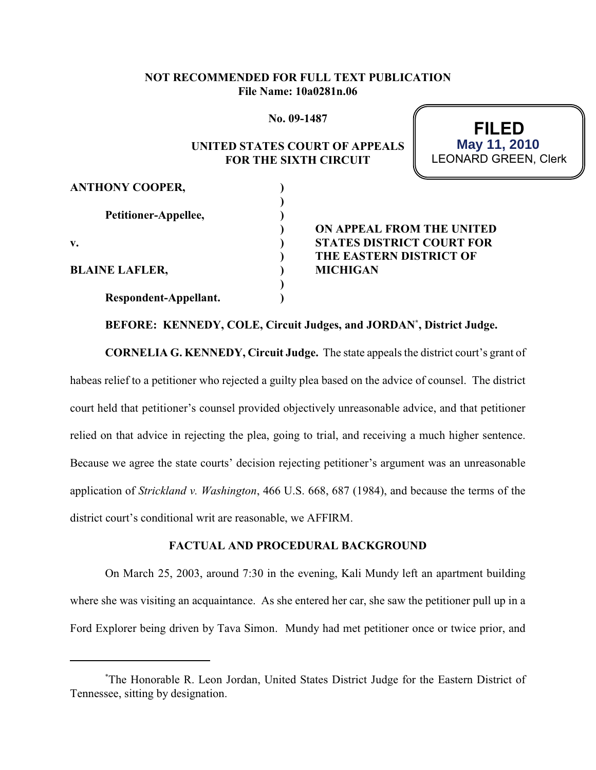**NOT RECOMMENDED FOR FULL TEXT PUBLICATION**
**File Name: 10a0281n.06**

**No. 09-1487**

**FILED**
**May 11, 2010**
LEONARD GREEN, Clerk

**UNITED STATES COURT OF APPEALS**
**FOR THE SIXTH CIRCUIT**

**ANTHONY COOPER,**

**Petitioner-Appellee,**

**v.**

**BLAINE LAFLER,**

**Respondent-Appellant.**

**ON APPEAL FROM THE UNITED STATES DISTRICT COURT FOR THE EASTERN DISTRICT OF MICHIGAN**

**BEFORE: KENNEDY, COLE, Circuit Judges, and JORDAN[*], District Judge.**

**CORNELIA G. KENNEDY, Circuit Judge.** The state appeals the district court's grant of habeas relief to a petitioner who rejected a guilty plea based on the advice of counsel. The district court held that petitioner's counsel provided objectively unreasonable advice, and that petitioner relied on that advice in rejecting the plea, going to trial, and receiving a much higher sentence. Because we agree the state courts' decision rejecting petitioner's argument was an unreasonable application of *Strickland v. Washington*, 466 U.S. 668, 687 (1984), and because the terms of the district court's conditional writ are reasonable, we AFFIRM.

## FACTUAL AND PROCEDURAL BACKGROUND

On March 25, 2003, around 7:30 in the evening, Kali Mundy left an apartment building where she was visiting an acquaintance. As she entered her car, she saw the petitioner pull up in a Ford Explorer being driven by Tava Simon. Mundy had met petitioner once or twice prior, and

---

[*]The Honorable R. Leon Jordan, United States District Judge for the Eastern District of Tennessee, sitting by designation.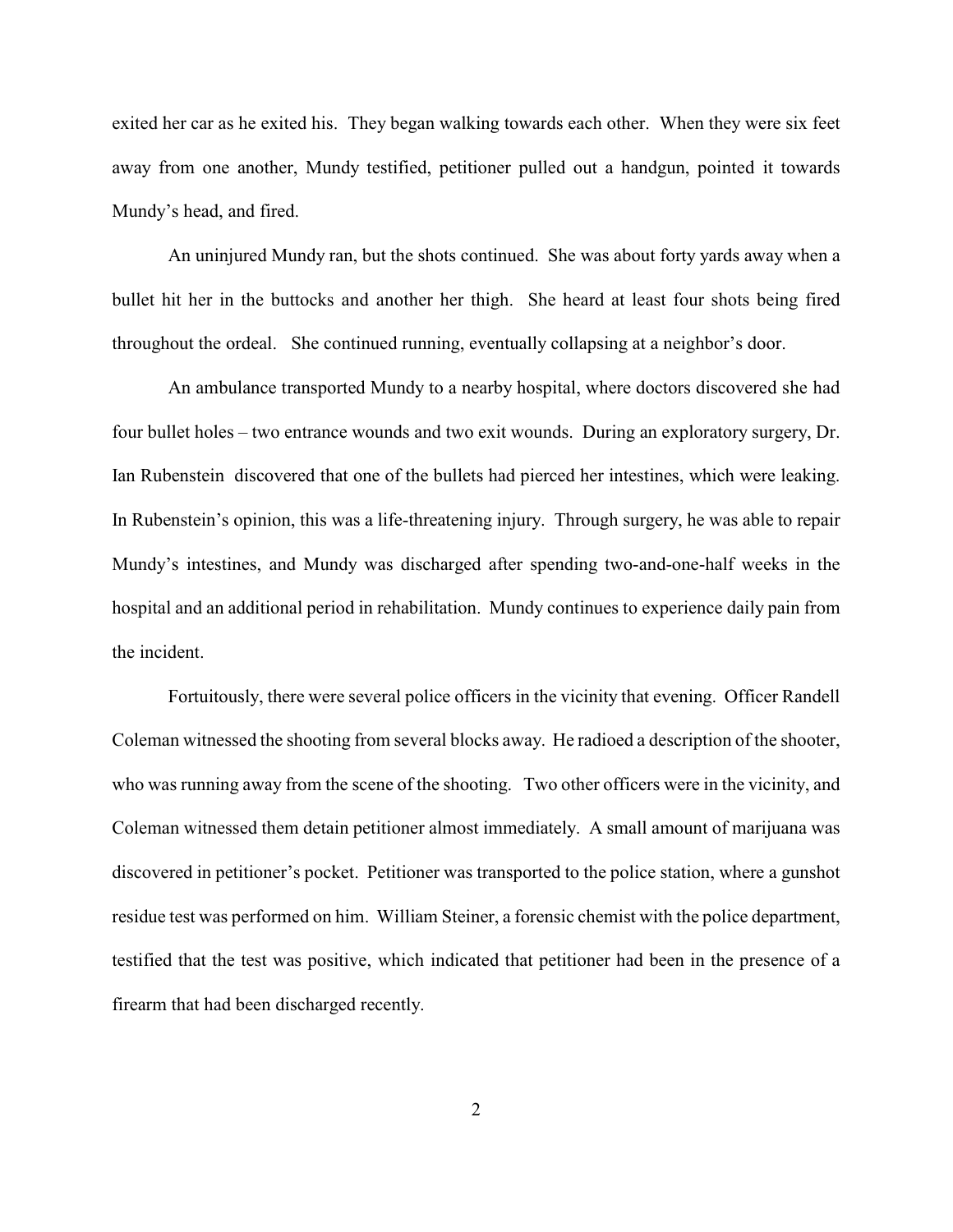exited her car as he exited his. They began walking towards each other. When they were six feet away from one another, Mundy testified, petitioner pulled out a handgun, pointed it towards Mundy's head, and fired.

An uninjured Mundy ran, but the shots continued. She was about forty yards away when a bullet hit her in the buttocks and another her thigh. She heard at least four shots being fired throughout the ordeal. She continued running, eventually collapsing at a neighbor's door.

An ambulance transported Mundy to a nearby hospital, where doctors discovered she had four bullet holes – two entrance wounds and two exit wounds. During an exploratory surgery, Dr. Ian Rubenstein discovered that one of the bullets had pierced her intestines, which were leaking. In Rubenstein's opinion, this was a life-threatening injury. Through surgery, he was able to repair Mundy's intestines, and Mundy was discharged after spending two-and-one-half weeks in the hospital and an additional period in rehabilitation. Mundy continues to experience daily pain from the incident.

Fortuitously, there were several police officers in the vicinity that evening. Officer Randell Coleman witnessed the shooting from several blocks away. He radioed a description of the shooter, who was running away from the scene of the shooting. Two other officers were in the vicinity, and Coleman witnessed them detain petitioner almost immediately. A small amount of marijuana was discovered in petitioner's pocket. Petitioner was transported to the police station, where a gunshot residue test was performed on him. William Steiner, a forensic chemist with the police department, testified that the test was positive, which indicated that petitioner had been in the presence of a firearm that had been discharged recently.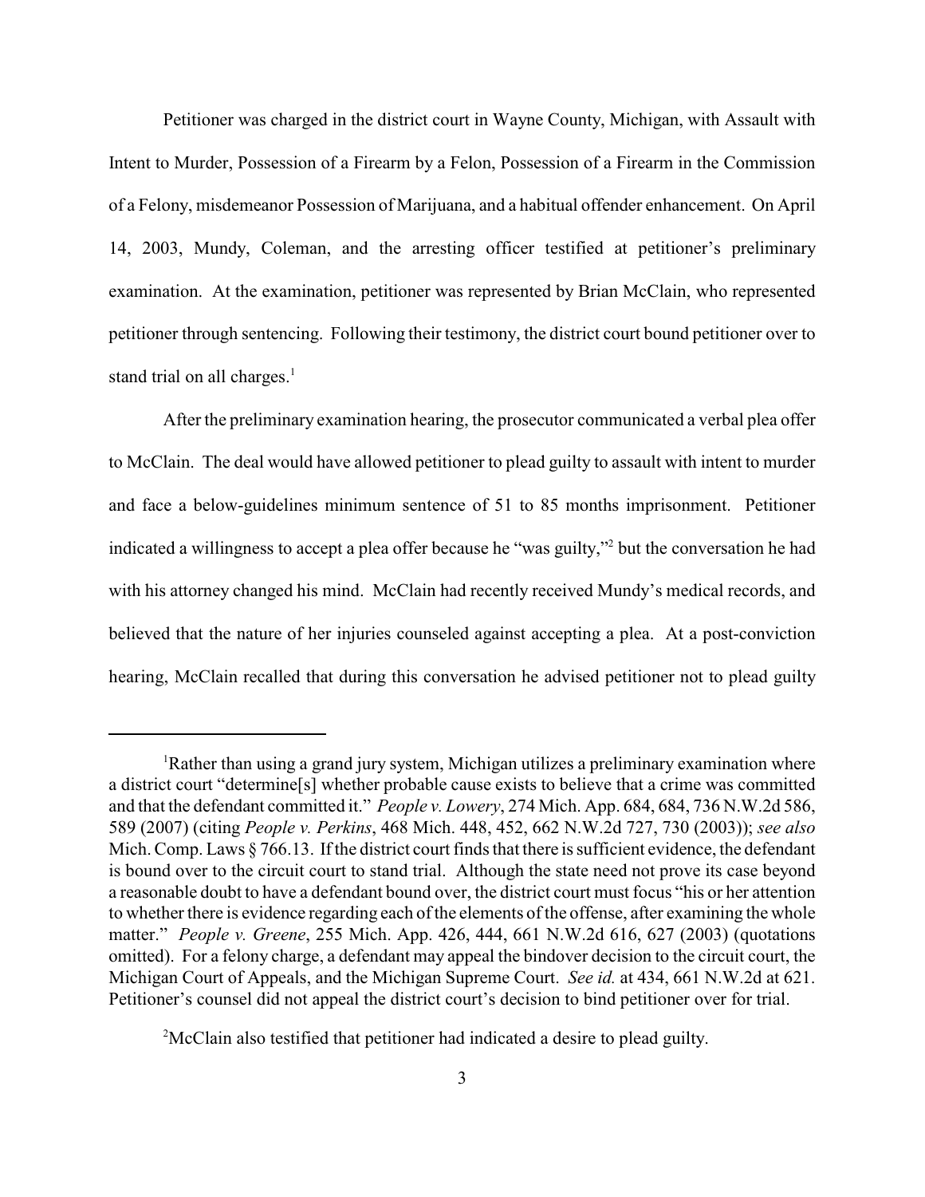Petitioner was charged in the district court in Wayne County, Michigan, with Assault with Intent to Murder, Possession of a Firearm by a Felon, Possession of a Firearm in the Commission of a Felony, misdemeanor Possession of Marijuana, and a habitual offender enhancement. On April 14, 2003, Mundy, Coleman, and the arresting officer testified at petitioner's preliminary examination. At the examination, petitioner was represented by Brian McClain, who represented petitioner through sentencing. Following their testimony, the district court bound petitioner over to stand trial on all charges.[1]

After the preliminary examination hearing, the prosecutor communicated a verbal plea offer to McClain. The deal would have allowed petitioner to plead guilty to assault with intent to murder and face a below-guidelines minimum sentence of 51 to 85 months imprisonment. Petitioner indicated a willingness to accept a plea offer because he "was guilty,"[2] but the conversation he had with his attorney changed his mind. McClain had recently received Mundy's medical records, and believed that the nature of her injuries counseled against accepting a plea. At a post-conviction hearing, McClain recalled that during this conversation he advised petitioner not to plead guilty

---

[1]Rather than using a grand jury system, Michigan utilizes a preliminary examination where a district court "determine[s] whether probable cause exists to believe that a crime was committed and that the defendant committed it." *People v. Lowery*, 274 Mich. App. 684, 684, 736 N.W.2d 586, 589 (2007) (citing *People v. Perkins*, 468 Mich. 448, 452, 662 N.W.2d 727, 730 (2003)); *see also* Mich. Comp. Laws § 766.13. If the district court finds that there is sufficient evidence, the defendant is bound over to the circuit court to stand trial. Although the state need not prove its case beyond a reasonable doubt to have a defendant bound over, the district court must focus "his or her attention to whether there is evidence regarding each of the elements of the offense, after examining the whole matter." *People v. Greene*, 255 Mich. App. 426, 444, 661 N.W.2d 616, 627 (2003) (quotations omitted). For a felony charge, a defendant may appeal the bindover decision to the circuit court, the Michigan Court of Appeals, and the Michigan Supreme Court. *See id.* at 434, 661 N.W.2d at 621. Petitioner's counsel did not appeal the district court's decision to bind petitioner over for trial.

[2]McClain also testified that petitioner had indicated a desire to plead guilty.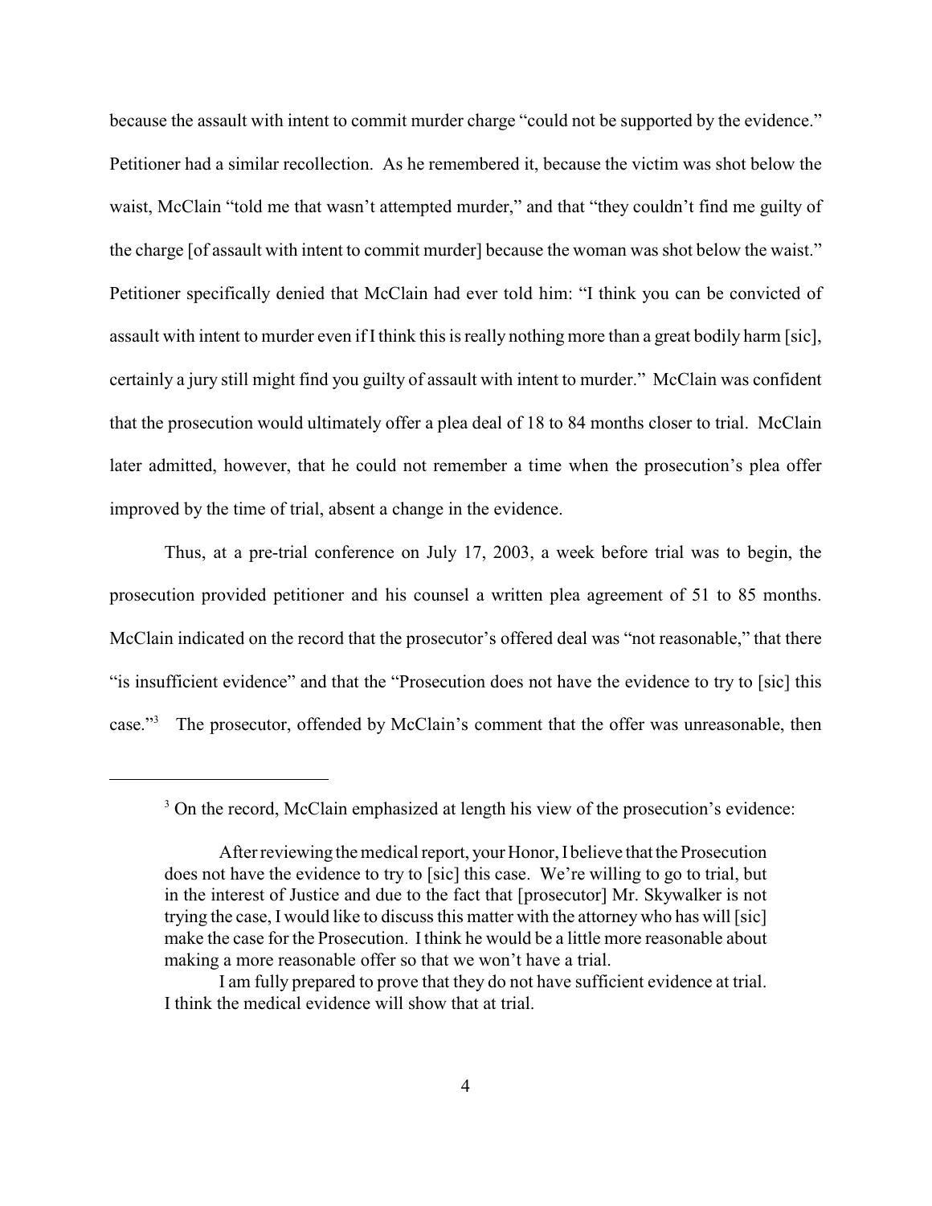because the assault with intent to commit murder charge "could not be supported by the evidence." Petitioner had a similar recollection. As he remembered it, because the victim was shot below the waist, McClain "told me that wasn't attempted murder," and that "they couldn't find me guilty of the charge [of assault with intent to commit murder] because the woman was shot below the waist." Petitioner specifically denied that McClain had ever told him: "I think you can be convicted of assault with intent to murder even if I think this is really nothing more than a great bodily harm [sic], certainly a jury still might find you guilty of assault with intent to murder." McClain was confident that the prosecution would ultimately offer a plea deal of 18 to 84 months closer to trial. McClain later admitted, however, that he could not remember a time when the prosecution's plea offer improved by the time of trial, absent a change in the evidence.

Thus, at a pre-trial conference on July 17, 2003, a week before trial was to begin, the prosecution provided petitioner and his counsel a written plea agreement of 51 to 85 months. McClain indicated on the record that the prosecutor's offered deal was "not reasonable," that there "is insufficient evidence" and that the "Prosecution does not have the evidence to try to [sic] this case."[3] The prosecutor, offended by McClain's comment that the offer was unreasonable, then

---

[3] On the record, McClain emphasized at length his view of the prosecution's evidence:

> After reviewing the medical report, your Honor, I believe that the Prosecution does not have the evidence to try to [sic] this case. We're willing to go to trial, but in the interest of Justice and due to the fact that [prosecutor] Mr. Skywalker is not trying the case, I would like to discuss this matter with the attorney who has will [sic] make the case for the Prosecution. I think he would be a little more reasonable about making a more reasonable offer so that we won't have a trial.
>
> I am fully prepared to prove that they do not have sufficient evidence at trial. I think the medical evidence will show that at trial.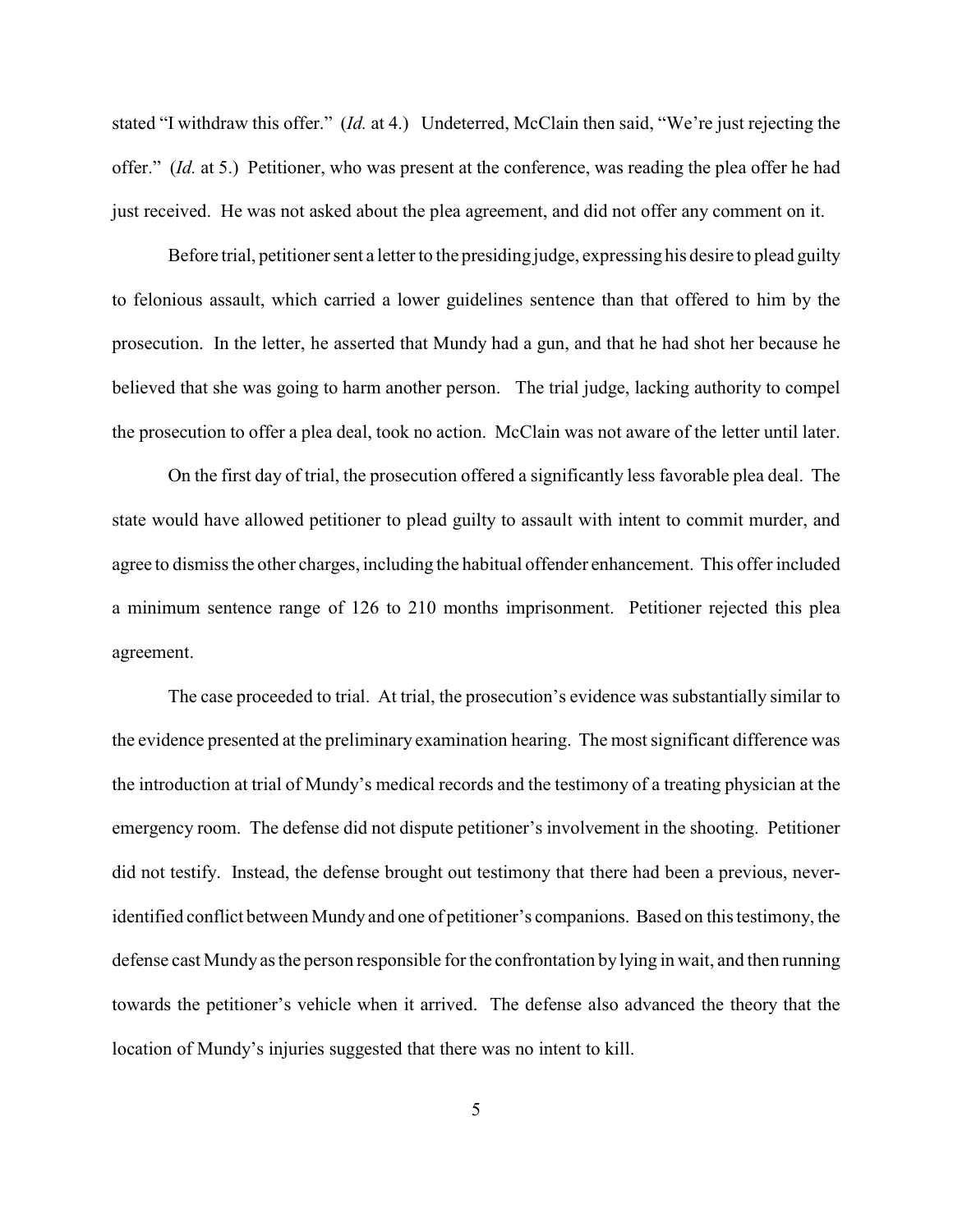stated "I withdraw this offer." (*Id.* at 4.) Undeterred, McClain then said, "We're just rejecting the offer." (*Id.* at 5.) Petitioner, who was present at the conference, was reading the plea offer he had just received. He was not asked about the plea agreement, and did not offer any comment on it.

Before trial, petitioner sent a letter to the presiding judge, expressing his desire to plead guilty to felonious assault, which carried a lower guidelines sentence than that offered to him by the prosecution. In the letter, he asserted that Mundy had a gun, and that he had shot her because he believed that she was going to harm another person. The trial judge, lacking authority to compel the prosecution to offer a plea deal, took no action. McClain was not aware of the letter until later.

On the first day of trial, the prosecution offered a significantly less favorable plea deal. The state would have allowed petitioner to plead guilty to assault with intent to commit murder, and agree to dismiss the other charges, including the habitual offender enhancement. This offer included a minimum sentence range of 126 to 210 months imprisonment. Petitioner rejected this plea agreement.

The case proceeded to trial. At trial, the prosecution's evidence was substantially similar to the evidence presented at the preliminary examination hearing. The most significant difference was the introduction at trial of Mundy's medical records and the testimony of a treating physician at the emergency room. The defense did not dispute petitioner's involvement in the shooting. Petitioner did not testify. Instead, the defense brought out testimony that there had been a previous, never-identified conflict between Mundy and one of petitioner's companions. Based on this testimony, the defense cast Mundy as the person responsible for the confrontation by lying in wait, and then running towards the petitioner's vehicle when it arrived. The defense also advanced the theory that the location of Mundy's injuries suggested that there was no intent to kill.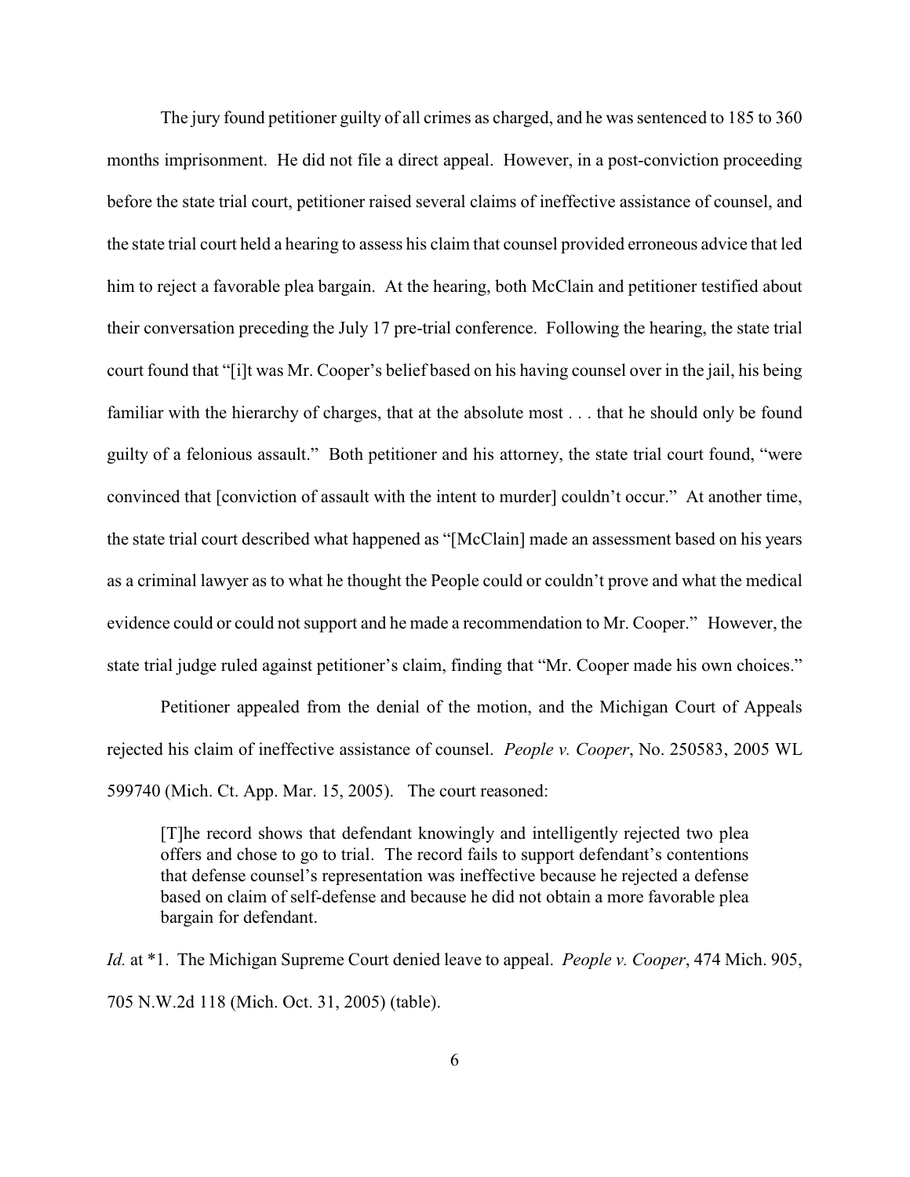The jury found petitioner guilty of all crimes as charged, and he was sentenced to 185 to 360 months imprisonment. He did not file a direct appeal. However, in a post-conviction proceeding before the state trial court, petitioner raised several claims of ineffective assistance of counsel, and the state trial court held a hearing to assess his claim that counsel provided erroneous advice that led him to reject a favorable plea bargain. At the hearing, both McClain and petitioner testified about their conversation preceding the July 17 pre-trial conference. Following the hearing, the state trial court found that "[i]t was Mr. Cooper's belief based on his having counsel over in the jail, his being familiar with the hierarchy of charges, that at the absolute most . . . that he should only be found guilty of a felonious assault." Both petitioner and his attorney, the state trial court found, "were convinced that [conviction of assault with the intent to murder] couldn't occur." At another time, the state trial court described what happened as "[McClain] made an assessment based on his years as a criminal lawyer as to what he thought the People could or couldn't prove and what the medical evidence could or could not support and he made a recommendation to Mr. Cooper." However, the state trial judge ruled against petitioner's claim, finding that "Mr. Cooper made his own choices."

Petitioner appealed from the denial of the motion, and the Michigan Court of Appeals rejected his claim of ineffective assistance of counsel. *People v. Cooper*, No. 250583, 2005 WL 599740 (Mich. Ct. App. Mar. 15, 2005). The court reasoned:

> [T]he record shows that defendant knowingly and intelligently rejected two plea offers and chose to go to trial. The record fails to support defendant's contentions that defense counsel's representation was ineffective because he rejected a defense based on claim of self-defense and because he did not obtain a more favorable plea bargain for defendant.

*Id.* at *1. The Michigan Supreme Court denied leave to appeal. *People v. Cooper*, 474 Mich. 905, 705 N.W.2d 118 (Mich. Oct. 31, 2005) (table).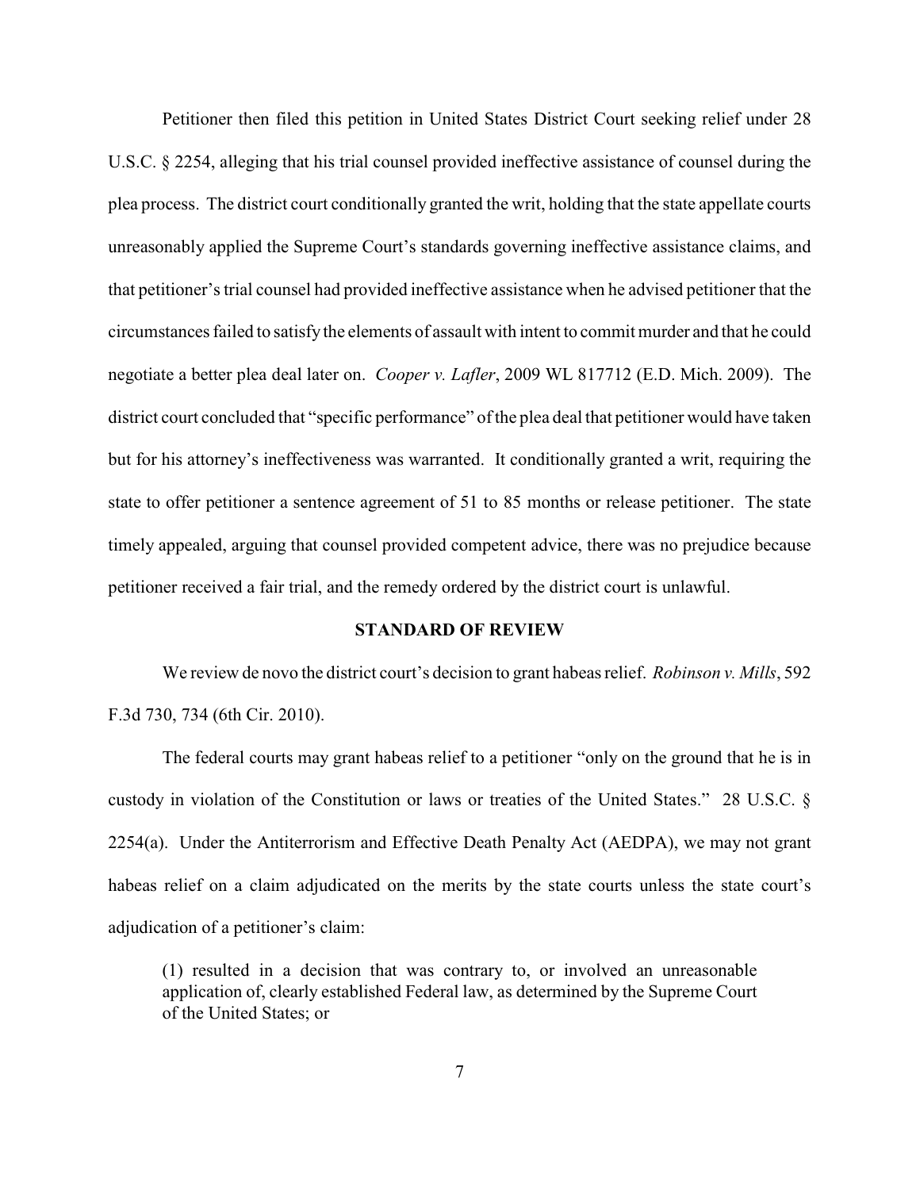Petitioner then filed this petition in United States District Court seeking relief under 28 U.S.C. § 2254, alleging that his trial counsel provided ineffective assistance of counsel during the plea process. The district court conditionally granted the writ, holding that the state appellate courts unreasonably applied the Supreme Court's standards governing ineffective assistance claims, and that petitioner's trial counsel had provided ineffective assistance when he advised petitioner that the circumstances failed to satisfy the elements of assault with intent to commit murder and that he could negotiate a better plea deal later on. *Cooper v. Lafler*, 2009 WL 817712 (E.D. Mich. 2009). The district court concluded that "specific performance" of the plea deal that petitioner would have taken but for his attorney's ineffectiveness was warranted. It conditionally granted a writ, requiring the state to offer petitioner a sentence agreement of 51 to 85 months or release petitioner. The state timely appealed, arguing that counsel provided competent advice, there was no prejudice because petitioner received a fair trial, and the remedy ordered by the district court is unlawful.

## STANDARD OF REVIEW

We review de novo the district court's decision to grant habeas relief. *Robinson v. Mills*, 592 F.3d 730, 734 (6th Cir. 2010).

The federal courts may grant habeas relief to a petitioner "only on the ground that he is in custody in violation of the Constitution or laws or treaties of the United States." 28 U.S.C. § 2254(a). Under the Antiterrorism and Effective Death Penalty Act (AEDPA), we may not grant habeas relief on a claim adjudicated on the merits by the state courts unless the state court's adjudication of a petitioner's claim:

> (1) resulted in a decision that was contrary to, or involved an unreasonable application of, clearly established Federal law, as determined by the Supreme Court of the United States; or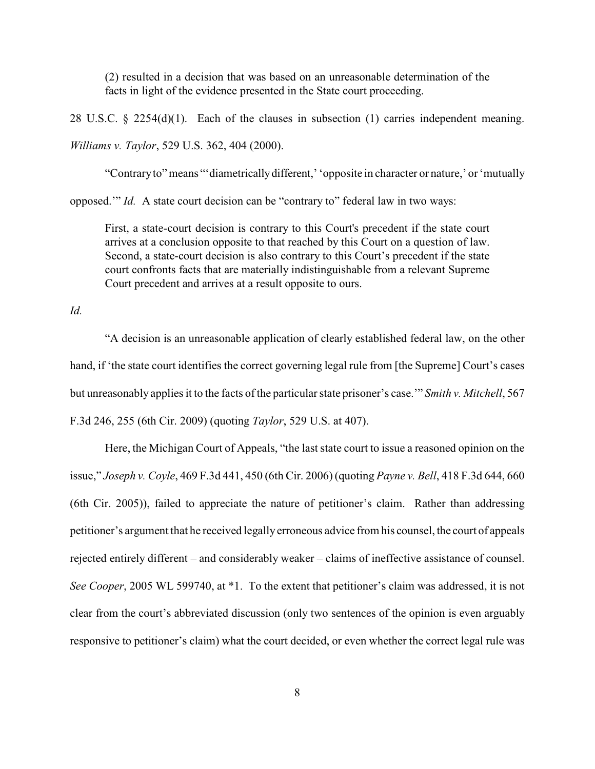> (2) resulted in a decision that was based on an unreasonable determination of the facts in light of the evidence presented in the State court proceeding.

28 U.S.C. § 2254(d)(1). Each of the clauses in subsection (1) carries independent meaning. *Williams v. Taylor*, 529 U.S. 362, 404 (2000).

"Contrary to" means "'diametrically different,' 'opposite in character or nature,' or 'mutually opposed.'" *Id.* A state court decision can be "contrary to" federal law in two ways:

> First, a state-court decision is contrary to this Court's precedent if the state court arrives at a conclusion opposite to that reached by this Court on a question of law. Second, a state-court decision is also contrary to this Court's precedent if the state court confronts facts that are materially indistinguishable from a relevant Supreme Court precedent and arrives at a result opposite to ours.

*Id.*

"A decision is an unreasonable application of clearly established federal law, on the other hand, if 'the state court identifies the correct governing legal rule from [the Supreme] Court's cases but unreasonably applies it to the facts of the particular state prisoner's case.'" *Smith v. Mitchell*, 567 F.3d 246, 255 (6th Cir. 2009) (quoting *Taylor*, 529 U.S. at 407).

Here, the Michigan Court of Appeals, "the last state court to issue a reasoned opinion on the issue," *Joseph v. Coyle*, 469 F.3d 441, 450 (6th Cir. 2006) (quoting *Payne v. Bell*, 418 F.3d 644, 660 (6th Cir. 2005)), failed to appreciate the nature of petitioner's claim. Rather than addressing petitioner's argument that he received legally erroneous advice from his counsel, the court of appeals rejected entirely different – and considerably weaker – claims of ineffective assistance of counsel. *See Cooper*, 2005 WL 599740, at *1. To the extent that petitioner's claim was addressed, it is not clear from the court's abbreviated discussion (only two sentences of the opinion is even arguably responsive to petitioner's claim) what the court decided, or even whether the correct legal rule was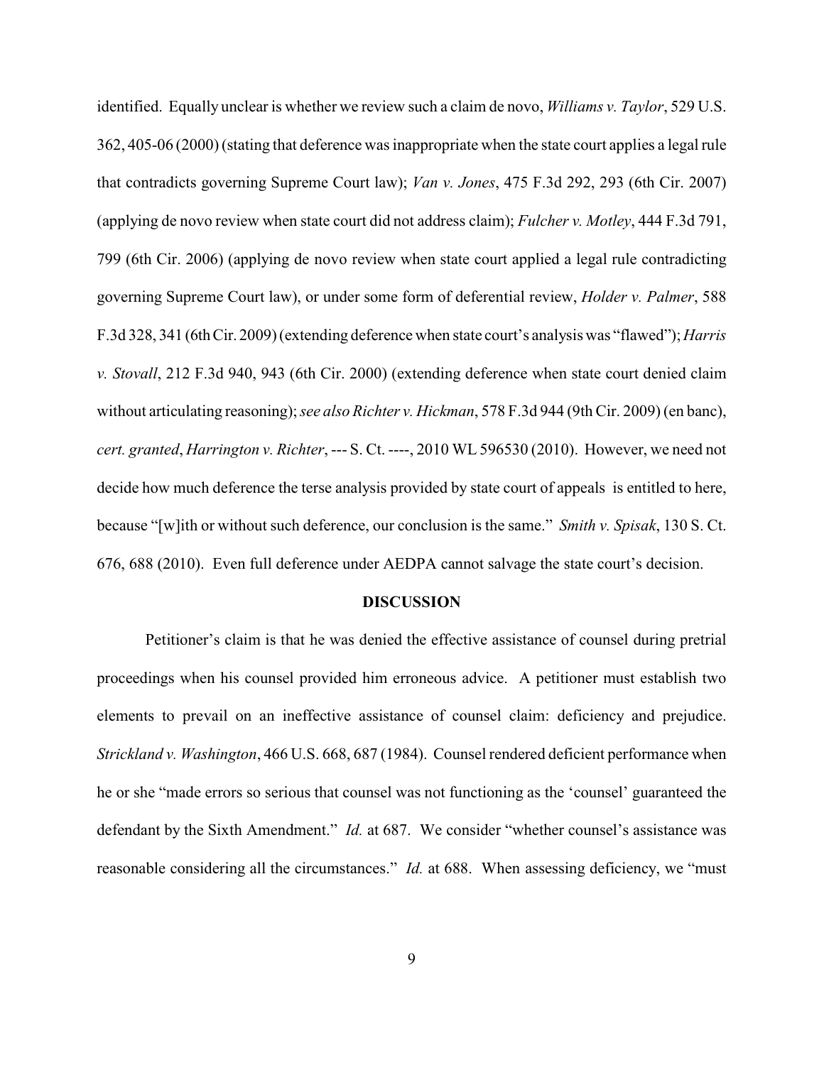identified. Equally unclear is whether we review such a claim de novo, *Williams v. Taylor*, 529 U.S. 362, 405-06 (2000) (stating that deference was inappropriate when the state court applies a legal rule that contradicts governing Supreme Court law); *Van v. Jones*, 475 F.3d 292, 293 (6th Cir. 2007) (applying de novo review when state court did not address claim); *Fulcher v. Motley*, 444 F.3d 791, 799 (6th Cir. 2006) (applying de novo review when state court applied a legal rule contradicting governing Supreme Court law), or under some form of deferential review, *Holder v. Palmer*, 588 F.3d 328, 341 (6th Cir. 2009) (extending deference when state court's analysis was "flawed"); *Harris v. Stovall*, 212 F.3d 940, 943 (6th Cir. 2000) (extending deference when state court denied claim without articulating reasoning); *see also Richter v. Hickman*, 578 F.3d 944 (9th Cir. 2009) (en banc), *cert. granted*, *Harrington v. Richter*, --- S. Ct. ----, 2010 WL 596530 (2010). However, we need not decide how much deference the terse analysis provided by state court of appeals is entitled to here, because "[w]ith or without such deference, our conclusion is the same." *Smith v. Spisak*, 130 S. Ct. 676, 688 (2010). Even full deference under AEDPA cannot salvage the state court's decision.

## DISCUSSION

Petitioner's claim is that he was denied the effective assistance of counsel during pretrial proceedings when his counsel provided him erroneous advice. A petitioner must establish two elements to prevail on an ineffective assistance of counsel claim: deficiency and prejudice. *Strickland v. Washington*, 466 U.S. 668, 687 (1984). Counsel rendered deficient performance when he or she "made errors so serious that counsel was not functioning as the 'counsel' guaranteed the defendant by the Sixth Amendment." *Id.* at 687. We consider "whether counsel's assistance was reasonable considering all the circumstances." *Id.* at 688. When assessing deficiency, we "must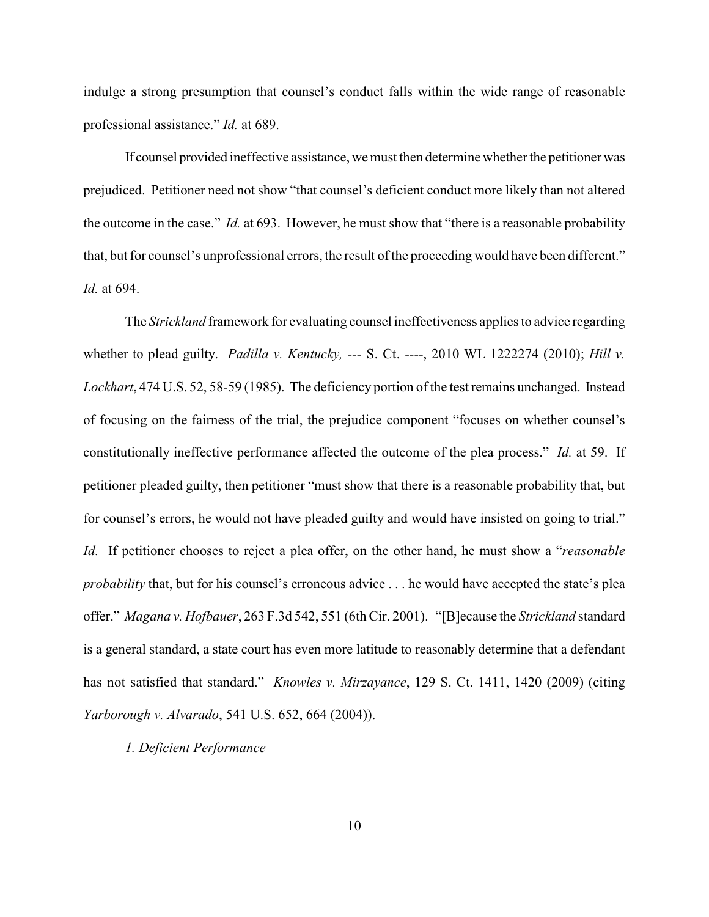indulge a strong presumption that counsel's conduct falls within the wide range of reasonable professional assistance." *Id.* at 689.

If counsel provided ineffective assistance, we must then determine whether the petitioner was prejudiced. Petitioner need not show "that counsel's deficient conduct more likely than not altered the outcome in the case." *Id.* at 693. However, he must show that "there is a reasonable probability that, but for counsel's unprofessional errors, the result of the proceeding would have been different." *Id.* at 694.

The *Strickland* framework for evaluating counsel ineffectiveness applies to advice regarding whether to plead guilty. *Padilla v. Kentucky,* --- S. Ct. ----, 2010 WL 1222274 (2010); *Hill v. Lockhart*, 474 U.S. 52, 58-59 (1985). The deficiency portion of the test remains unchanged. Instead of focusing on the fairness of the trial, the prejudice component "focuses on whether counsel's constitutionally ineffective performance affected the outcome of the plea process." *Id.* at 59. If petitioner pleaded guilty, then petitioner "must show that there is a reasonable probability that, but for counsel's errors, he would not have pleaded guilty and would have insisted on going to trial." *Id.* If petitioner chooses to reject a plea offer, on the other hand, he must show a "*reasonable probability* that, but for his counsel's erroneous advice . . . he would have accepted the state's plea offer." *Magana v. Hofbauer*, 263 F.3d 542, 551 (6th Cir. 2001). "[B]ecause the *Strickland* standard is a general standard, a state court has even more latitude to reasonably determine that a defendant has not satisfied that standard." *Knowles v. Mirzayance*, 129 S. Ct. 1411, 1420 (2009) (citing *Yarborough v. Alvarado*, 541 U.S. 652, 664 (2004)).

*1. Deficient Performance*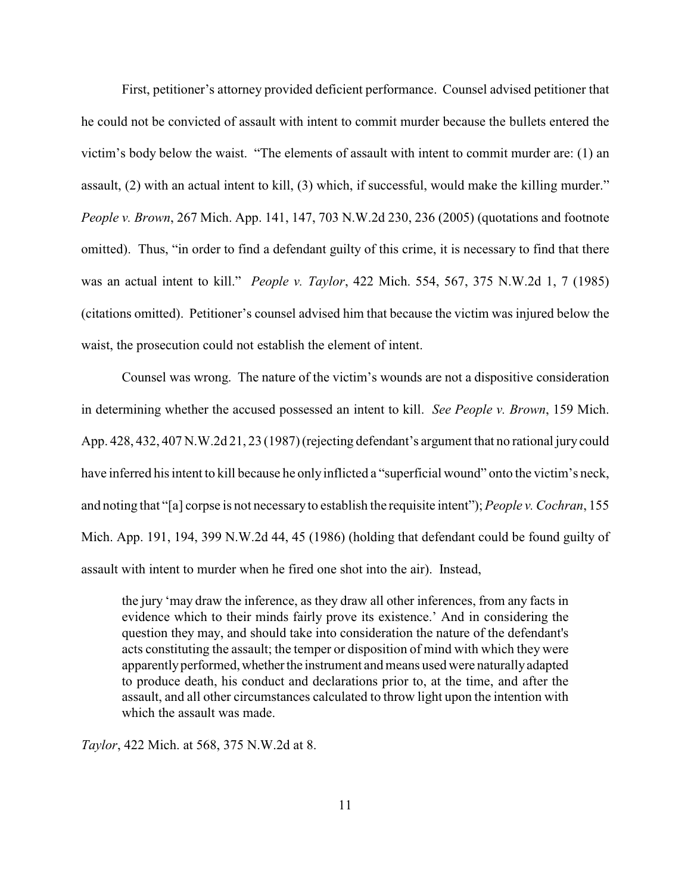First, petitioner's attorney provided deficient performance. Counsel advised petitioner that he could not be convicted of assault with intent to commit murder because the bullets entered the victim's body below the waist. "The elements of assault with intent to commit murder are: (1) an assault, (2) with an actual intent to kill, (3) which, if successful, would make the killing murder." *People v. Brown*, 267 Mich. App. 141, 147, 703 N.W.2d 230, 236 (2005) (quotations and footnote omitted). Thus, "in order to find a defendant guilty of this crime, it is necessary to find that there was an actual intent to kill." *People v. Taylor*, 422 Mich. 554, 567, 375 N.W.2d 1, 7 (1985) (citations omitted). Petitioner's counsel advised him that because the victim was injured below the waist, the prosecution could not establish the element of intent.

Counsel was wrong. The nature of the victim's wounds are not a dispositive consideration in determining whether the accused possessed an intent to kill. *See People v. Brown*, 159 Mich. App. 428, 432, 407 N.W.2d 21, 23 (1987) (rejecting defendant's argument that no rational jury could have inferred his intent to kill because he only inflicted a "superficial wound" onto the victim's neck, and noting that "[a] corpse is not necessary to establish the requisite intent"); *People v. Cochran*, 155 Mich. App. 191, 194, 399 N.W.2d 44, 45 (1986) (holding that defendant could be found guilty of assault with intent to murder when he fired one shot into the air). Instead,

> the jury 'may draw the inference, as they draw all other inferences, from any facts in evidence which to their minds fairly prove its existence.' And in considering the question they may, and should take into consideration the nature of the defendant's acts constituting the assault; the temper or disposition of mind with which they were apparently performed, whether the instrument and means used were naturally adapted to produce death, his conduct and declarations prior to, at the time, and after the assault, and all other circumstances calculated to throw light upon the intention with which the assault was made.

*Taylor*, 422 Mich. at 568, 375 N.W.2d at 8.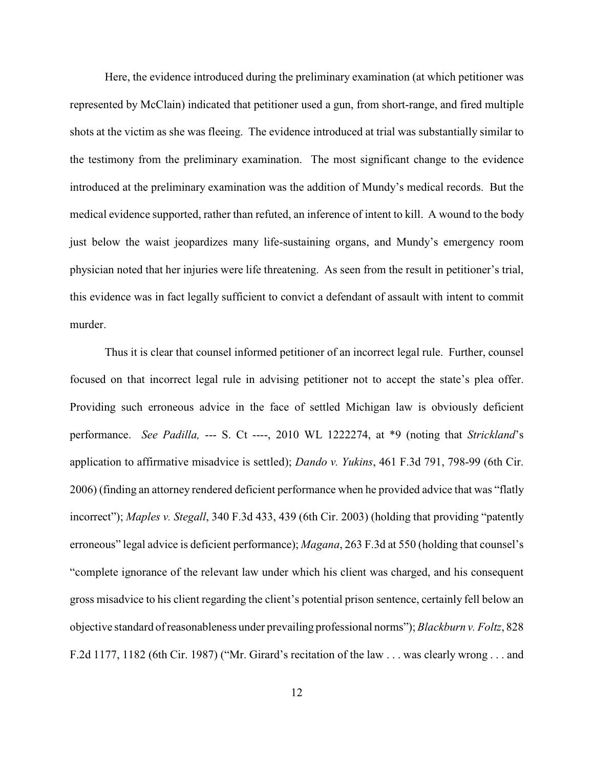Here, the evidence introduced during the preliminary examination (at which petitioner was represented by McClain) indicated that petitioner used a gun, from short-range, and fired multiple shots at the victim as she was fleeing. The evidence introduced at trial was substantially similar to the testimony from the preliminary examination. The most significant change to the evidence introduced at the preliminary examination was the addition of Mundy's medical records. But the medical evidence supported, rather than refuted, an inference of intent to kill. A wound to the body just below the waist jeopardizes many life-sustaining organs, and Mundy's emergency room physician noted that her injuries were life threatening. As seen from the result in petitioner's trial, this evidence was in fact legally sufficient to convict a defendant of assault with intent to commit murder.

Thus it is clear that counsel informed petitioner of an incorrect legal rule. Further, counsel focused on that incorrect legal rule in advising petitioner not to accept the state's plea offer. Providing such erroneous advice in the face of settled Michigan law is obviously deficient performance. *See Padilla,* --- S. Ct ----, 2010 WL 1222274, at *9 (noting that *Strickland*'s application to affirmative misadvice is settled); *Dando v. Yukins*, 461 F.3d 791, 798-99 (6th Cir. 2006) (finding an attorney rendered deficient performance when he provided advice that was "flatly incorrect"); *Maples v. Stegall*, 340 F.3d 433, 439 (6th Cir. 2003) (holding that providing "patently erroneous" legal advice is deficient performance); *Magana*, 263 F.3d at 550 (holding that counsel's "complete ignorance of the relevant law under which his client was charged, and his consequent gross misadvice to his client regarding the client's potential prison sentence, certainly fell below an objective standard of reasonableness under prevailing professional norms"); *Blackburn v. Foltz*, 828 F.2d 1177, 1182 (6th Cir. 1987) ("Mr. Girard's recitation of the law . . . was clearly wrong . . . and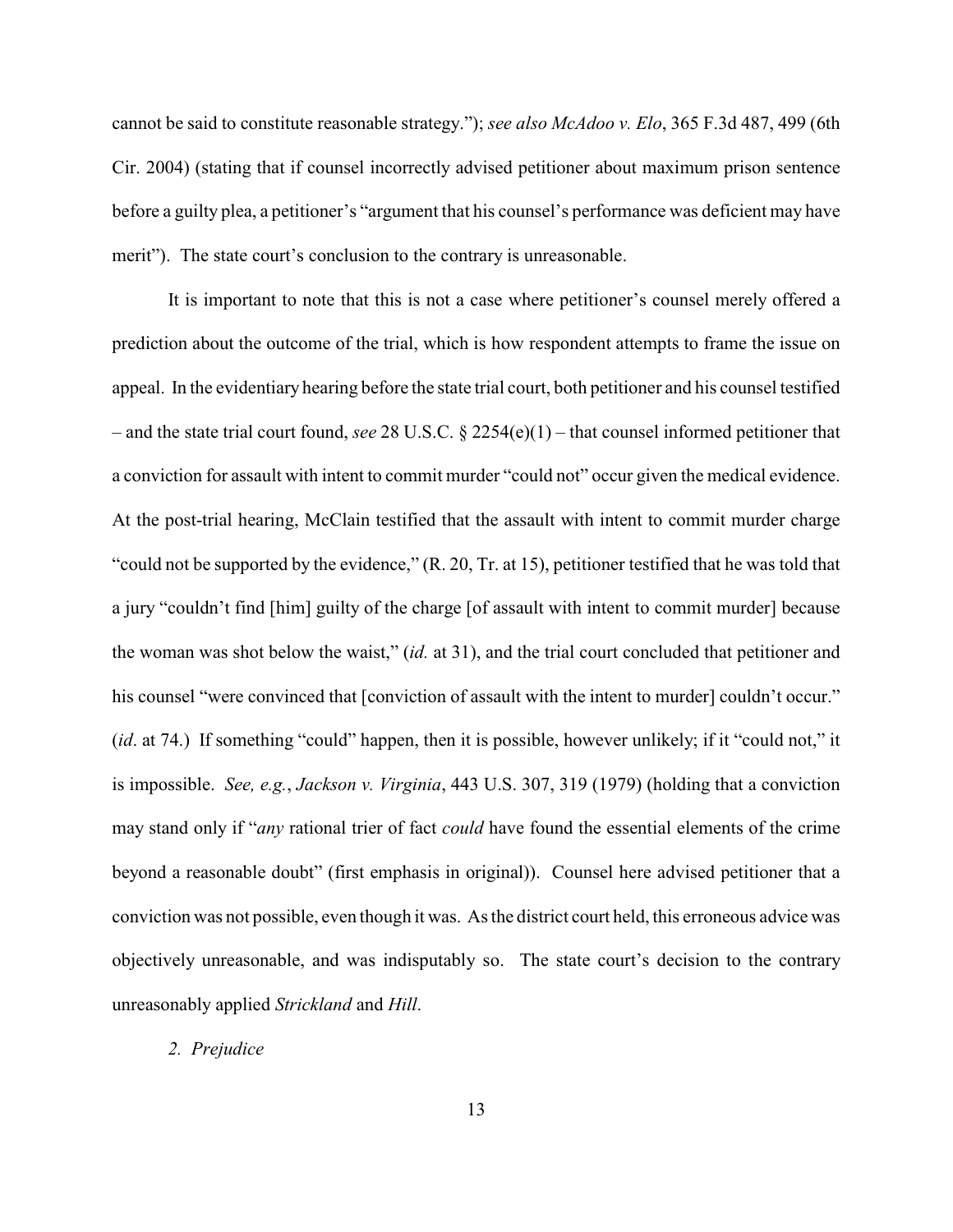cannot be said to constitute reasonable strategy."); *see also McAdoo v. Elo*, 365 F.3d 487, 499 (6th Cir. 2004) (stating that if counsel incorrectly advised petitioner about maximum prison sentence before a guilty plea, a petitioner's "argument that his counsel's performance was deficient may have merit"). The state court's conclusion to the contrary is unreasonable.

It is important to note that this is not a case where petitioner's counsel merely offered a prediction about the outcome of the trial, which is how respondent attempts to frame the issue on appeal. In the evidentiary hearing before the state trial court, both petitioner and his counsel testified – and the state trial court found, *see* 28 U.S.C. § 2254(e)(1) – that counsel informed petitioner that a conviction for assault with intent to commit murder "could not" occur given the medical evidence. At the post-trial hearing, McClain testified that the assault with intent to commit murder charge "could not be supported by the evidence," (R. 20, Tr. at 15), petitioner testified that he was told that a jury "couldn't find [him] guilty of the charge [of assault with intent to commit murder] because the woman was shot below the waist," (*id.* at 31), and the trial court concluded that petitioner and his counsel "were convinced that [conviction of assault with the intent to murder] couldn't occur." (*id*. at 74.) If something "could" happen, then it is possible, however unlikely; if it "could not," it is impossible. *See, e.g.*, *Jackson v. Virginia*, 443 U.S. 307, 319 (1979) (holding that a conviction may stand only if "*any* rational trier of fact *could* have found the essential elements of the crime beyond a reasonable doubt" (first emphasis in original)). Counsel here advised petitioner that a conviction was not possible, even though it was. As the district court held, this erroneous advice was objectively unreasonable, and was indisputably so. The state court's decision to the contrary unreasonably applied *Strickland* and *Hill*.

*2. Prejudice*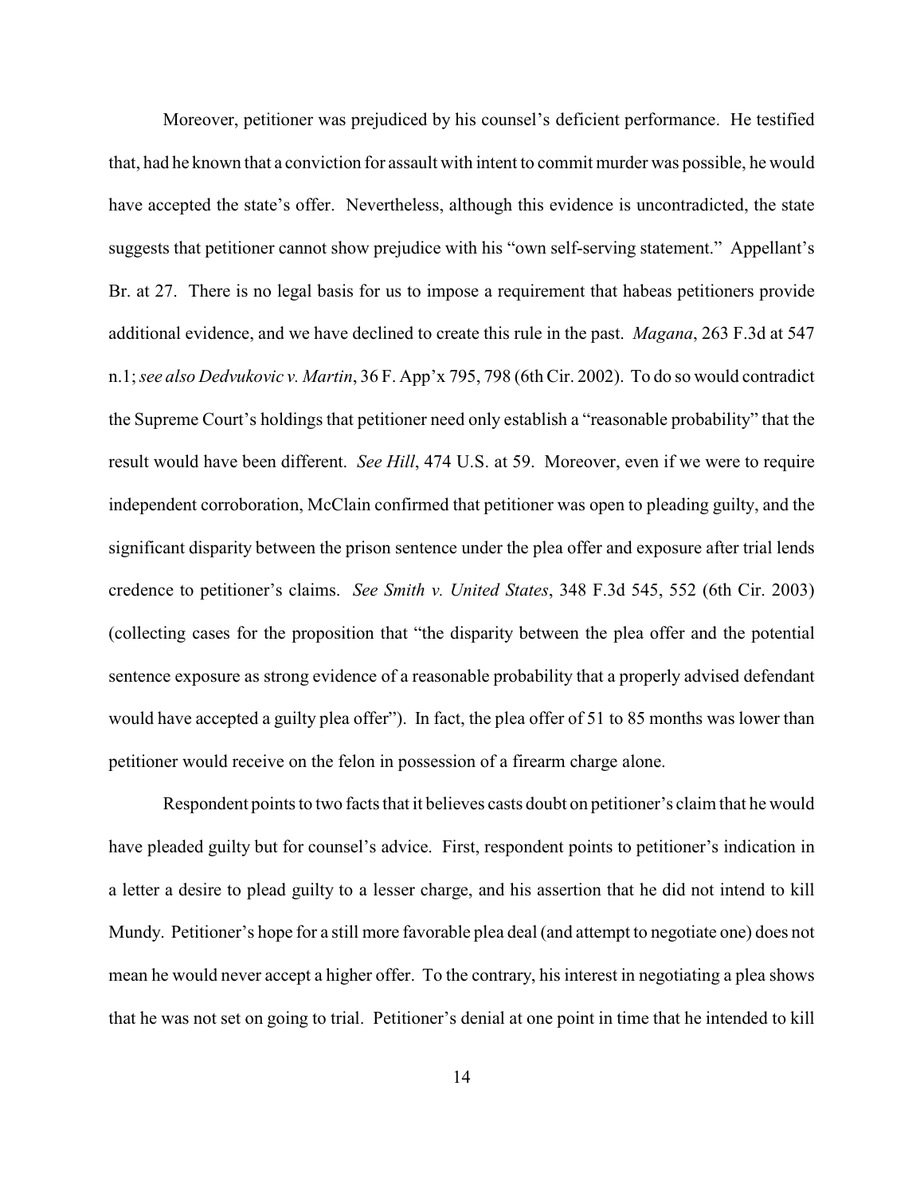Moreover, petitioner was prejudiced by his counsel's deficient performance. He testified that, had he known that a conviction for assault with intent to commit murder was possible, he would have accepted the state's offer. Nevertheless, although this evidence is uncontradicted, the state suggests that petitioner cannot show prejudice with his "own self-serving statement." Appellant's Br. at 27. There is no legal basis for us to impose a requirement that habeas petitioners provide additional evidence, and we have declined to create this rule in the past. *Magana*, 263 F.3d at 547 n.1; *see also Dedvukovic v. Martin*, 36 F. App'x 795, 798 (6th Cir. 2002). To do so would contradict the Supreme Court's holdings that petitioner need only establish a "reasonable probability" that the result would have been different. *See Hill*, 474 U.S. at 59. Moreover, even if we were to require independent corroboration, McClain confirmed that petitioner was open to pleading guilty, and the significant disparity between the prison sentence under the plea offer and exposure after trial lends credence to petitioner's claims. *See Smith v. United States*, 348 F.3d 545, 552 (6th Cir. 2003) (collecting cases for the proposition that "the disparity between the plea offer and the potential sentence exposure as strong evidence of a reasonable probability that a properly advised defendant would have accepted a guilty plea offer"). In fact, the plea offer of 51 to 85 months was lower than petitioner would receive on the felon in possession of a firearm charge alone.

Respondent points to two facts that it believes casts doubt on petitioner's claim that he would have pleaded guilty but for counsel's advice. First, respondent points to petitioner's indication in a letter a desire to plead guilty to a lesser charge, and his assertion that he did not intend to kill Mundy. Petitioner's hope for a still more favorable plea deal (and attempt to negotiate one) does not mean he would never accept a higher offer. To the contrary, his interest in negotiating a plea shows that he was not set on going to trial. Petitioner's denial at one point in time that he intended to kill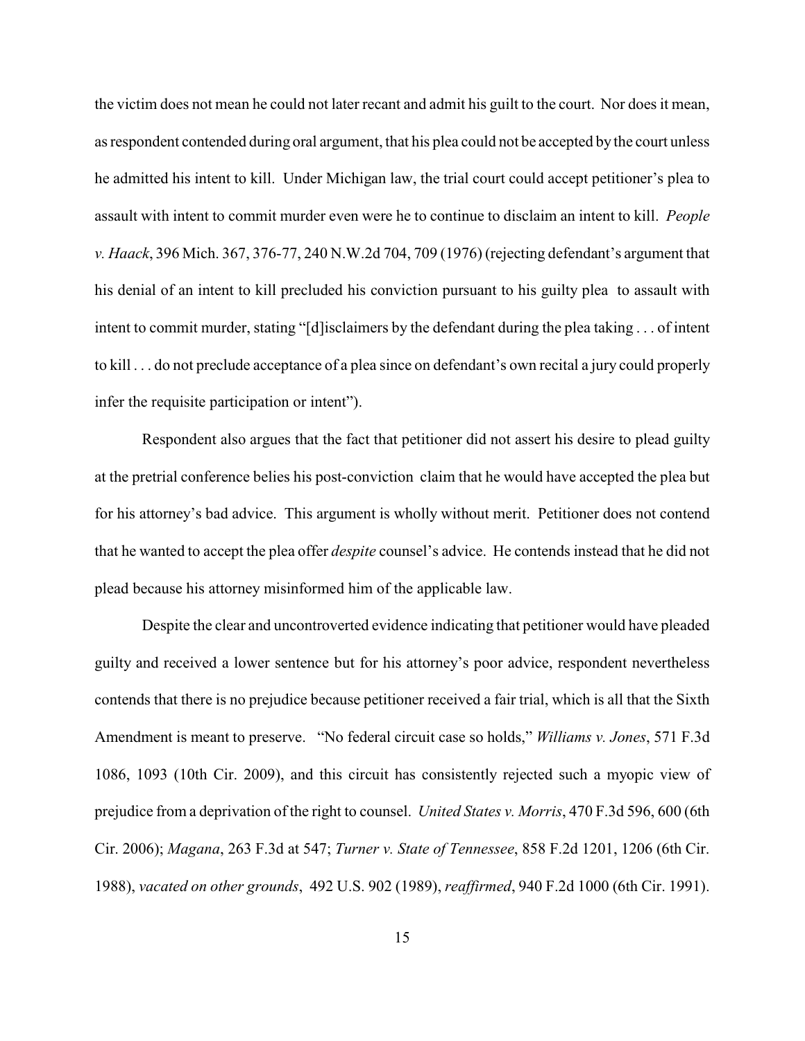the victim does not mean he could not later recant and admit his guilt to the court. Nor does it mean, as respondent contended during oral argument, that his plea could not be accepted by the court unless he admitted his intent to kill. Under Michigan law, the trial court could accept petitioner's plea to assault with intent to commit murder even were he to continue to disclaim an intent to kill. *People v. Haack*, 396 Mich. 367, 376-77, 240 N.W.2d 704, 709 (1976) (rejecting defendant's argument that his denial of an intent to kill precluded his conviction pursuant to his guilty plea to assault with intent to commit murder, stating "[d]isclaimers by the defendant during the plea taking . . . of intent to kill . . . do not preclude acceptance of a plea since on defendant's own recital a jury could properly infer the requisite participation or intent").

Respondent also argues that the fact that petitioner did not assert his desire to plead guilty at the pretrial conference belies his post-conviction claim that he would have accepted the plea but for his attorney's bad advice. This argument is wholly without merit. Petitioner does not contend that he wanted to accept the plea offer *despite* counsel's advice. He contends instead that he did not plead because his attorney misinformed him of the applicable law.

Despite the clear and uncontroverted evidence indicating that petitioner would have pleaded guilty and received a lower sentence but for his attorney's poor advice, respondent nevertheless contends that there is no prejudice because petitioner received a fair trial, which is all that the Sixth Amendment is meant to preserve. "No federal circuit case so holds," *Williams v. Jones*, 571 F.3d 1086, 1093 (10th Cir. 2009), and this circuit has consistently rejected such a myopic view of prejudice from a deprivation of the right to counsel. *United States v. Morris*, 470 F.3d 596, 600 (6th Cir. 2006); *Magana*, 263 F.3d at 547; *Turner v. State of Tennessee*, 858 F.2d 1201, 1206 (6th Cir. 1988), *vacated on other grounds*, 492 U.S. 902 (1989), *reaffirmed*, 940 F.2d 1000 (6th Cir. 1991).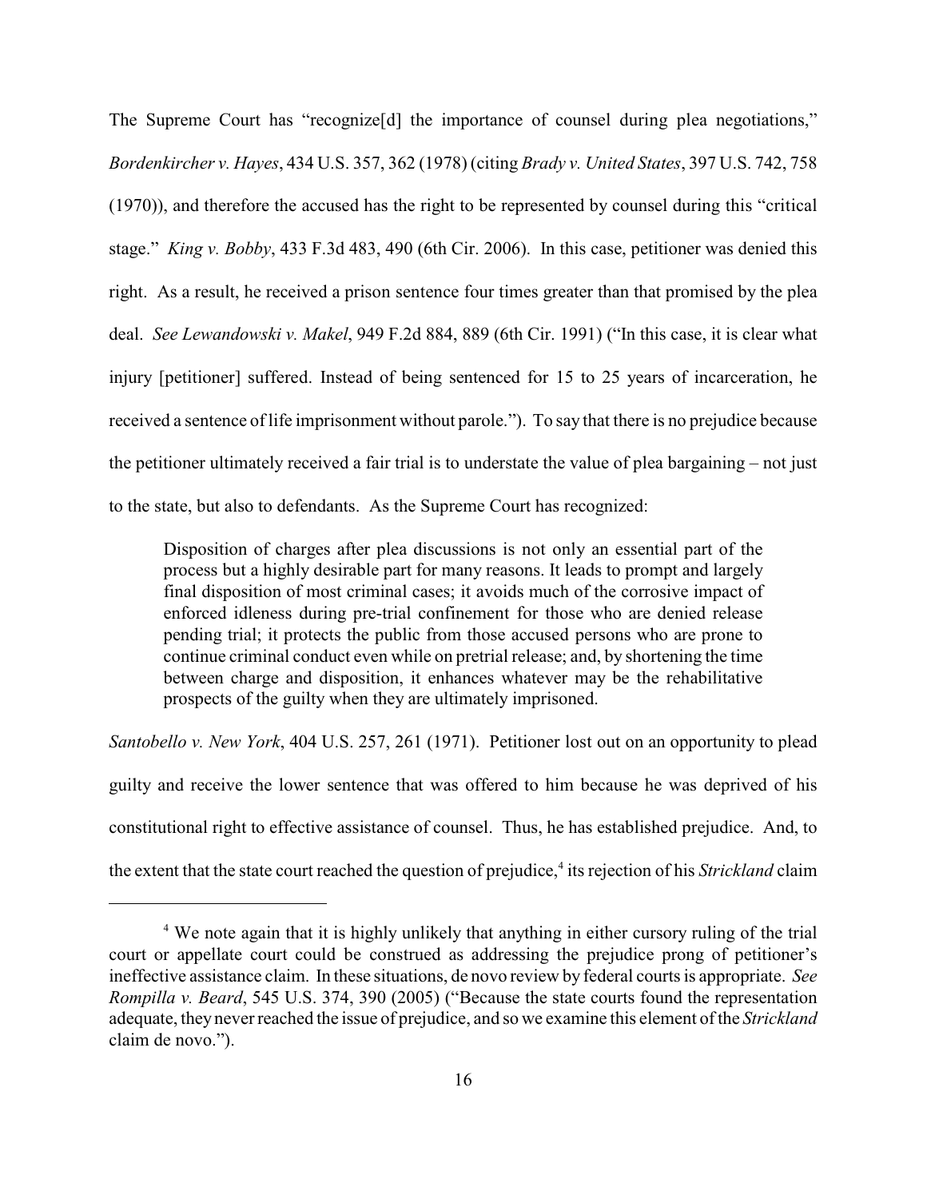The Supreme Court has "recognize[d] the importance of counsel during plea negotiations," *Bordenkircher v. Hayes*, 434 U.S. 357, 362 (1978) (citing *Brady v. United States*, 397 U.S. 742, 758 (1970)), and therefore the accused has the right to be represented by counsel during this "critical stage." *King v. Bobby*, 433 F.3d 483, 490 (6th Cir. 2006). In this case, petitioner was denied this right. As a result, he received a prison sentence four times greater than that promised by the plea deal. *See Lewandowski v. Makel*, 949 F.2d 884, 889 (6th Cir. 1991) ("In this case, it is clear what injury [petitioner] suffered. Instead of being sentenced for 15 to 25 years of incarceration, he received a sentence of life imprisonment without parole."). To say that there is no prejudice because the petitioner ultimately received a fair trial is to understate the value of plea bargaining – not just to the state, but also to defendants. As the Supreme Court has recognized:

> Disposition of charges after plea discussions is not only an essential part of the process but a highly desirable part for many reasons. It leads to prompt and largely final disposition of most criminal cases; it avoids much of the corrosive impact of enforced idleness during pre-trial confinement for those who are denied release pending trial; it protects the public from those accused persons who are prone to continue criminal conduct even while on pretrial release; and, by shortening the time between charge and disposition, it enhances whatever may be the rehabilitative prospects of the guilty when they are ultimately imprisoned.

*Santobello v. New York*, 404 U.S. 257, 261 (1971). Petitioner lost out on an opportunity to plead guilty and receive the lower sentence that was offered to him because he was deprived of his constitutional right to effective assistance of counsel. Thus, he has established prejudice. And, to the extent that the state court reached the question of prejudice,[4] its rejection of his *Strickland* claim

[4] We note again that it is highly unlikely that anything in either cursory ruling of the trial court or appellate court could be construed as addressing the prejudice prong of petitioner's ineffective assistance claim. In these situations, de novo review by federal courts is appropriate. *See Rompilla v. Beard*, 545 U.S. 374, 390 (2005) ("Because the state courts found the representation adequate, they never reached the issue of prejudice, and so we examine this element of the *Strickland* claim de novo.").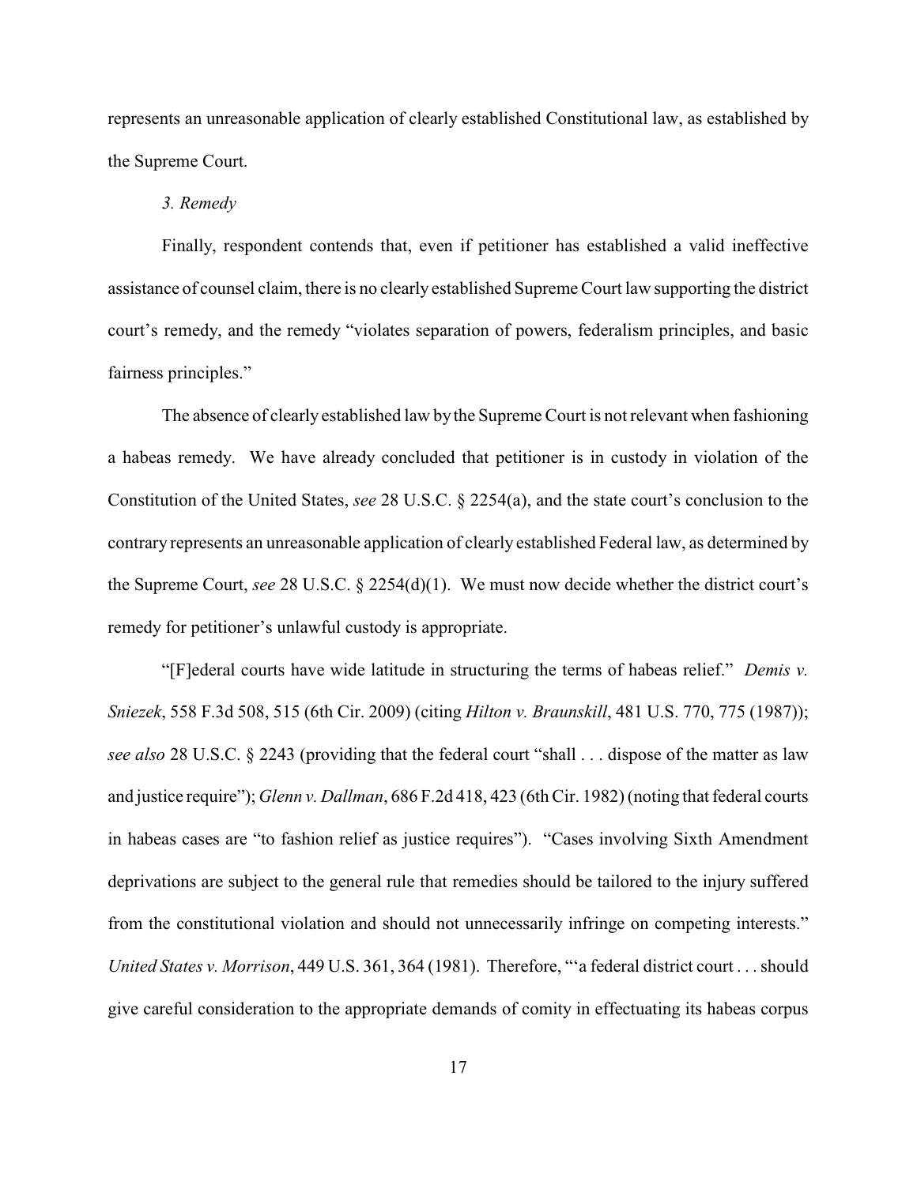represents an unreasonable application of clearly established Constitutional law, as established by the Supreme Court.

*3. Remedy*

Finally, respondent contends that, even if petitioner has established a valid ineffective assistance of counsel claim, there is no clearly established Supreme Court law supporting the district court's remedy, and the remedy "violates separation of powers, federalism principles, and basic fairness principles."

The absence of clearly established law by the Supreme Court is not relevant when fashioning a habeas remedy. We have already concluded that petitioner is in custody in violation of the Constitution of the United States, *see* 28 U.S.C. § 2254(a), and the state court's conclusion to the contrary represents an unreasonable application of clearly established Federal law, as determined by the Supreme Court, *see* 28 U.S.C. § 2254(d)(1). We must now decide whether the district court's remedy for petitioner's unlawful custody is appropriate.

"[F]ederal courts have wide latitude in structuring the terms of habeas relief." *Demis v. Sniezek*, 558 F.3d 508, 515 (6th Cir. 2009) (citing *Hilton v. Braunskill*, 481 U.S. 770, 775 (1987)); *see also* 28 U.S.C. § 2243 (providing that the federal court "shall . . . dispose of the matter as law and justice require"); *Glenn v. Dallman*, 686 F.2d 418, 423 (6th Cir. 1982) (noting that federal courts in habeas cases are "to fashion relief as justice requires"). "Cases involving Sixth Amendment deprivations are subject to the general rule that remedies should be tailored to the injury suffered from the constitutional violation and should not unnecessarily infringe on competing interests." *United States v. Morrison*, 449 U.S. 361, 364 (1981). Therefore, "'a federal district court . . . should give careful consideration to the appropriate demands of comity in effectuating its habeas corpus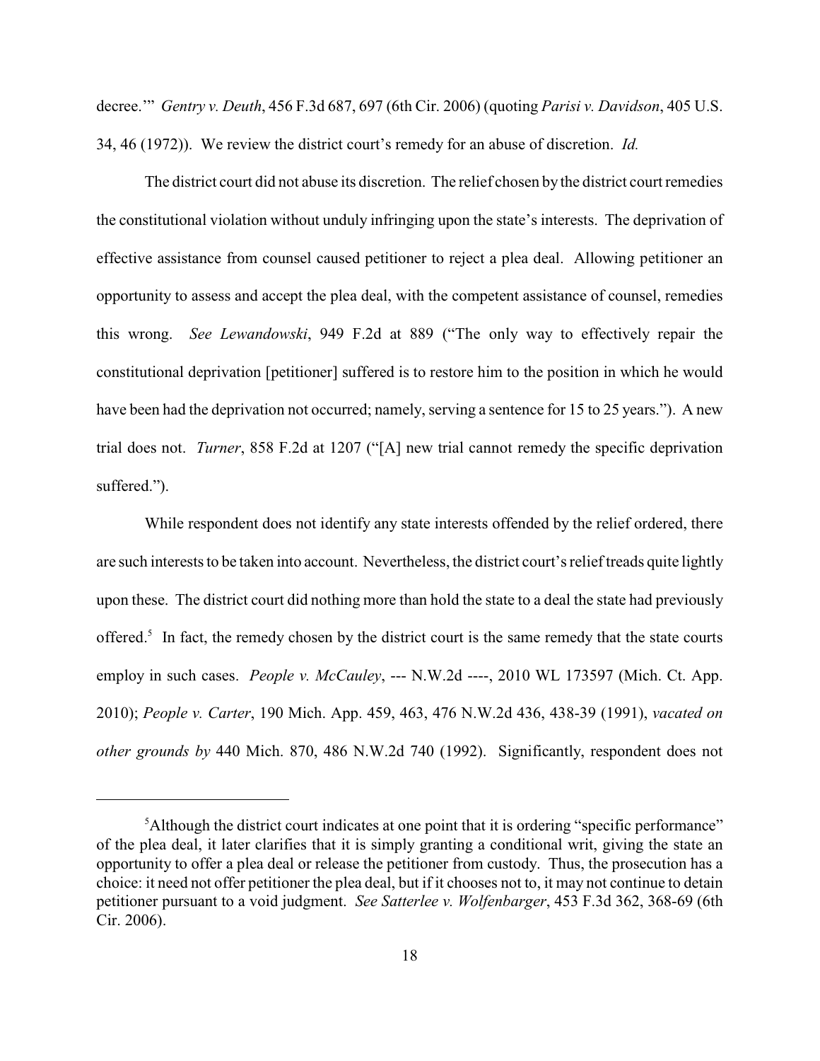decree.'" *Gentry v. Deuth*, 456 F.3d 687, 697 (6th Cir. 2006) (quoting *Parisi v. Davidson*, 405 U.S. 34, 46 (1972)). We review the district court's remedy for an abuse of discretion. *Id.*

The district court did not abuse its discretion. The relief chosen by the district court remedies the constitutional violation without unduly infringing upon the state's interests. The deprivation of effective assistance from counsel caused petitioner to reject a plea deal. Allowing petitioner an opportunity to assess and accept the plea deal, with the competent assistance of counsel, remedies this wrong. *See Lewandowski*, 949 F.2d at 889 ("The only way to effectively repair the constitutional deprivation [petitioner] suffered is to restore him to the position in which he would have been had the deprivation not occurred; namely, serving a sentence for 15 to 25 years."). A new trial does not. *Turner*, 858 F.2d at 1207 ("[A] new trial cannot remedy the specific deprivation suffered.").

While respondent does not identify any state interests offended by the relief ordered, there are such interests to be taken into account. Nevertheless, the district court's relief treads quite lightly upon these. The district court did nothing more than hold the state to a deal the state had previously offered.[5] In fact, the remedy chosen by the district court is the same remedy that the state courts employ in such cases. *People v. McCauley*, --- N.W.2d ----, 2010 WL 173597 (Mich. Ct. App. 2010); *People v. Carter*, 190 Mich. App. 459, 463, 476 N.W.2d 436, 438-39 (1991), *vacated on other grounds by* 440 Mich. 870, 486 N.W.2d 740 (1992). Significantly, respondent does not

---

[5]Although the district court indicates at one point that it is ordering "specific performance" of the plea deal, it later clarifies that it is simply granting a conditional writ, giving the state an opportunity to offer a plea deal or release the petitioner from custody. Thus, the prosecution has a choice: it need not offer petitioner the plea deal, but if it chooses not to, it may not continue to detain petitioner pursuant to a void judgment. *See Satterlee v. Wolfenbarger*, 453 F.3d 362, 368-69 (6th Cir. 2006).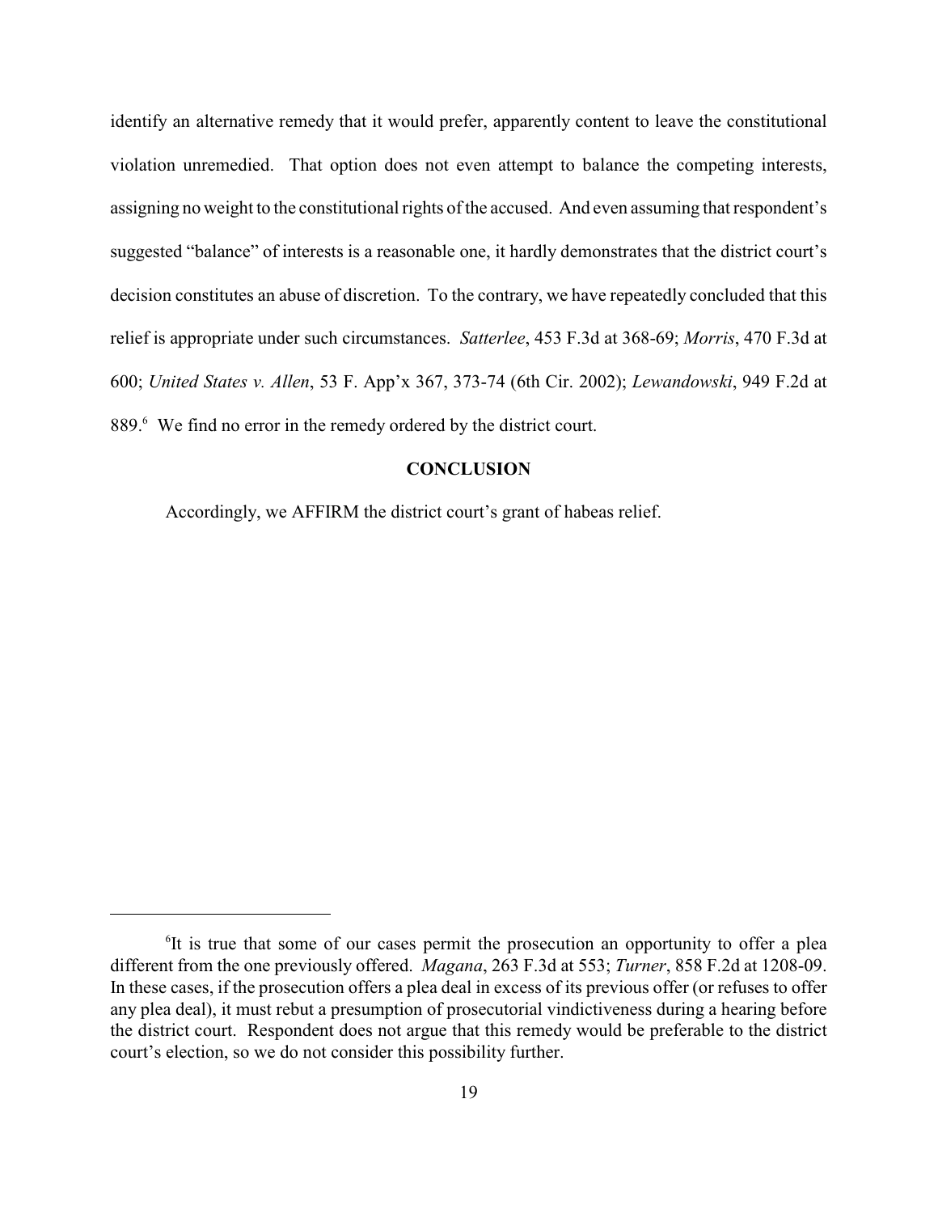identify an alternative remedy that it would prefer, apparently content to leave the constitutional violation unremedied. That option does not even attempt to balance the competing interests, assigning no weight to the constitutional rights of the accused. And even assuming that respondent's suggested "balance" of interests is a reasonable one, it hardly demonstrates that the district court's decision constitutes an abuse of discretion. To the contrary, we have repeatedly concluded that this relief is appropriate under such circumstances. *Satterlee*, 453 F.3d at 368-69; *Morris*, 470 F.3d at 600; *United States v. Allen*, 53 F. App'x 367, 373-74 (6th Cir. 2002); *Lewandowski*, 949 F.2d at 889.[6] We find no error in the remedy ordered by the district court.

**CONCLUSION**

Accordingly, we AFFIRM the district court's grant of habeas relief.

---

[6]It is true that some of our cases permit the prosecution an opportunity to offer a plea different from the one previously offered. *Magana*, 263 F.3d at 553; *Turner*, 858 F.2d at 1208-09. In these cases, if the prosecution offers a plea deal in excess of its previous offer (or refuses to offer any plea deal), it must rebut a presumption of prosecutorial vindictiveness during a hearing before the district court. Respondent does not argue that this remedy would be preferable to the district court's election, so we do not consider this possibility further.